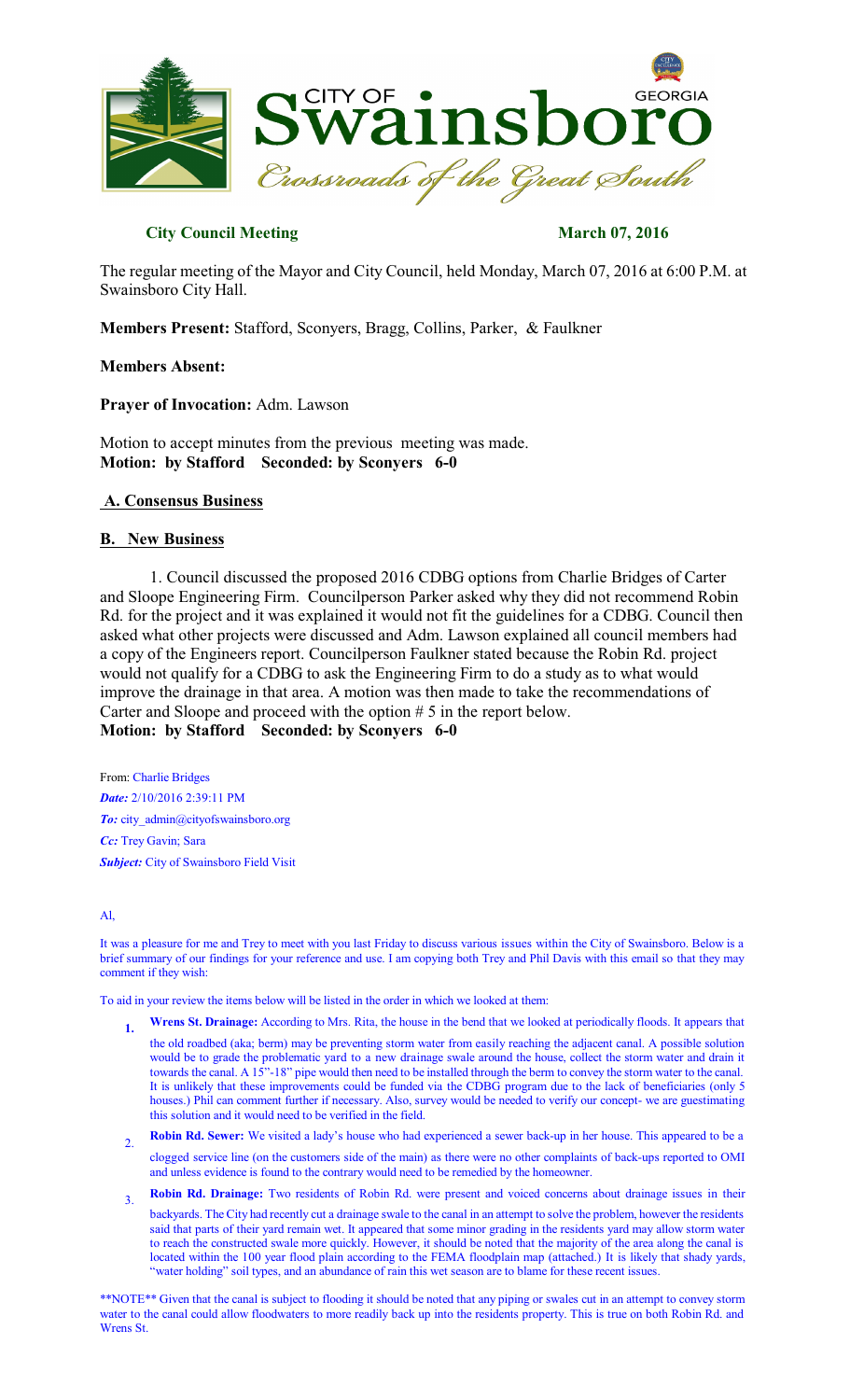# City of Swainsboro, Georgia — Crossroads of the Great South

**City Council Meeting** **March 07, 2016**

The regular meeting of the Mayor and City Council, held Monday, March 07, 2016 at 6:00 P.M. at Swainsboro City Hall.

**Members Present:** Stafford, Sconyers, Bragg, Collins, Parker, & Faulkner

**Members Absent:**

**Prayer of Invocation:** Adm. Lawson

Motion to accept minutes from the previous meeting was made.
**Motion: by Stafford Seconded: by Sconyers 6-0**

## A. Consensus Business

## B. New Business

1. Council discussed the proposed 2016 CDBG options from Charlie Bridges of Carter and Sloope Engineering Firm. Councilperson Parker asked why they did not recommend Robin Rd. for the project and it was explained it would not fit the guidelines for a CDBG. Council then asked what other projects were discussed and Adm. Lawson explained all council members had a copy of the Engineers report. Councilperson Faulkner stated because the Robin Rd. project would not qualify for a CDBG to ask the Engineering Firm to do a study as to what would improve the drainage in that area. A motion was then made to take the recommendations of Carter and Sloope and proceed with the option # 5 in the report below.
**Motion: by Stafford Seconded: by Sconyers 6-0**

From: Charlie Bridges
*Date:* 2/10/2016 2:39:11 PM
*To:* city_admin@cityofswainsboro.org
*Cc:* Trey Gavin; Sara
*Subject:* City of Swainsboro Field Visit

Al,

It was a pleasure for me and Trey to meet with you last Friday to discuss various issues within the City of Swainsboro. Below is a brief summary of our findings for your reference and use. I am copying both Trey and Phil Davis with this email so that they may comment if they wish:

To aid in your review the items below will be listed in the order in which we looked at them:

1. **Wrens St. Drainage:** According to Mrs. Rita, the house in the bend that we looked at periodically floods. It appears that the old roadbed (aka; berm) may be preventing storm water from easily reaching the adjacent canal. A possible solution would be to grade the problematic yard to a new drainage swale around the house, collect the storm water and drain it towards the canal. A 15"-18" pipe would then need to be installed through the berm to convey the storm water to the canal. It is unlikely that these improvements could be funded via the CDBG program due to the lack of beneficiaries (only 5 houses.) Phil can comment further if necessary. Also, survey would be needed to verify our concept- we are guestimating this solution and it would need to be verified in the field.
2. **Robin Rd. Sewer:** We visited a lady's house who had experienced a sewer back-up in her house. This appeared to be a clogged service line (on the customers side of the main) as there were no other complaints of back-ups reported to OMI and unless evidence is found to the contrary would need to be remedied by the homeowner.
3. **Robin Rd. Drainage:** Two residents of Robin Rd. were present and voiced concerns about drainage issues in their backyards. The City had recently cut a drainage swale to the canal in an attempt to solve the problem, however the residents said that parts of their yard remain wet. It appeared that some minor grading in the residents yard may allow storm water to reach the constructed swale more quickly. However, it should be noted that the majority of the area along the canal is located within the 100 year flood plain according to the FEMA floodplain map (attached.) It is likely that shady yards, "water holding" soil types, and an abundance of rain this wet season are to blame for these recent issues.

**NOTE** Given that the canal is subject to flooding it should be noted that any piping or swales cut in an attempt to convey storm water to the canal could allow floodwaters to more readily back up into the residents property. This is true on both Robin Rd. and Wrens St.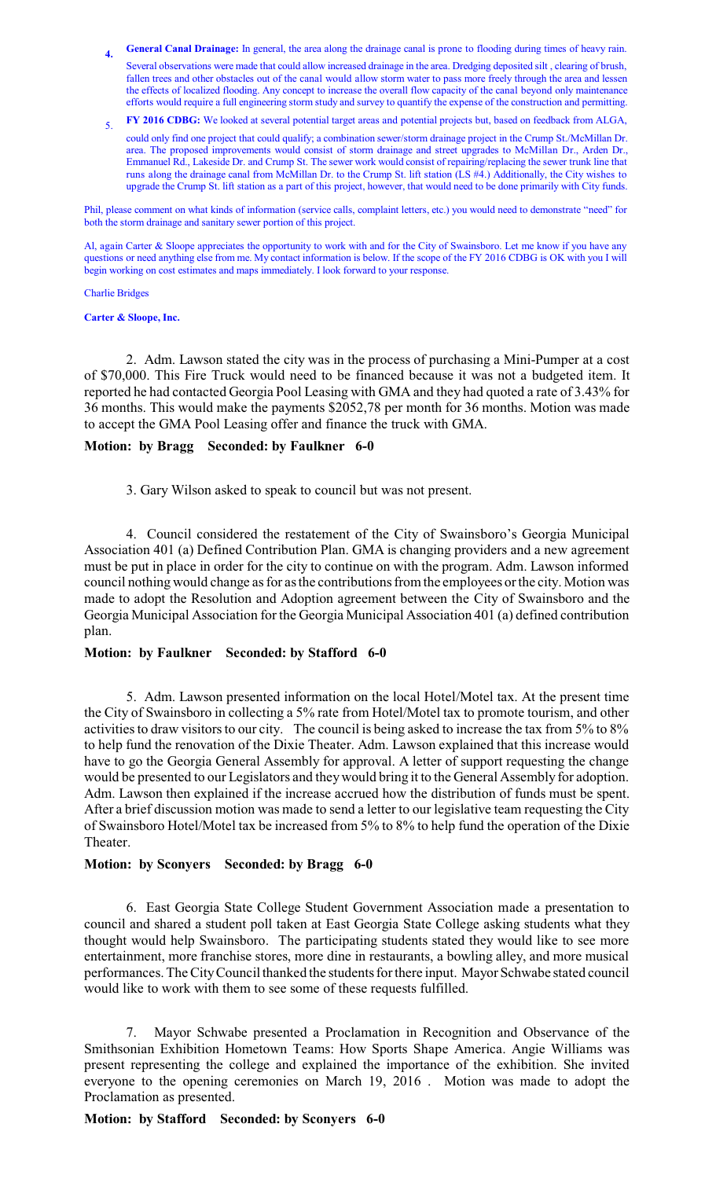4. **General Canal Drainage:** In general, the area along the drainage canal is prone to flooding during times of heavy rain. Several observations were made that could allow increased drainage in the area. Dredging deposited silt , clearing of brush, fallen trees and other obstacles out of the canal would allow storm water to pass more freely through the area and lessen the effects of localized flooding. Any concept to increase the overall flow capacity of the canal beyond only maintenance efforts would require a full engineering storm study and survey to quantify the expense of the construction and permitting.

5. **FY 2016 CDBG:** We looked at several potential target areas and potential projects but, based on feedback from ALGA, could only find one project that could qualify; a combination sewer/storm drainage project in the Crump St./McMillan Dr. area. The proposed improvements would consist of storm drainage and street upgrades to McMillan Dr., Arden Dr., Emmanuel Rd., Lakeside Dr. and Crump St. The sewer work would consist of repairing/replacing the sewer trunk line that runs along the drainage canal from McMillan Dr. to the Crump St. lift station (LS #4.) Additionally, the City wishes to upgrade the Crump St. lift station as a part of this project, however, that would need to be done primarily with City funds.

Phil, please comment on what kinds of information (service calls, complaint letters, etc.) you would need to demonstrate "need" for both the storm drainage and sanitary sewer portion of this project.

Al, again Carter & Sloope appreciates the opportunity to work with and for the City of Swainsboro. Let me know if you have any questions or need anything else from me. My contact information is below. If the scope of the FY 2016 CDBG is OK with you I will begin working on cost estimates and maps immediately. I look forward to your response.

Charlie Bridges

**Carter & Sloope, Inc.**

2. Adm. Lawson stated the city was in the process of purchasing a Mini-Pumper at a cost of $70,000. This Fire Truck would need to be financed because it was not a budgeted item. It reported he had contacted Georgia Pool Leasing with GMA and they had quoted a rate of 3.43% for 36 months. This would make the payments $2052,78 per month for 36 months. Motion was made to accept the GMA Pool Leasing offer and finance the truck with GMA.

**Motion: by Bragg Seconded: by Faulkner 6-0**

3. Gary Wilson asked to speak to council but was not present.

4. Council considered the restatement of the City of Swainsboro's Georgia Municipal Association 401 (a) Defined Contribution Plan. GMA is changing providers and a new agreement must be put in place in order for the city to continue on with the program. Adm. Lawson informed council nothing would change as for as the contributions from the employees or the city. Motion was made to adopt the Resolution and Adoption agreement between the City of Swainsboro and the Georgia Municipal Association for the Georgia Municipal Association 401 (a) defined contribution plan.

**Motion: by Faulkner Seconded: by Stafford 6-0**

5. Adm. Lawson presented information on the local Hotel/Motel tax. At the present time the City of Swainsboro in collecting a 5% rate from Hotel/Motel tax to promote tourism, and other activities to draw visitors to our city. The council is being asked to increase the tax from 5% to 8% to help fund the renovation of the Dixie Theater. Adm. Lawson explained that this increase would have to go the Georgia General Assembly for approval. A letter of support requesting the change would be presented to our Legislators and they would bring it to the General Assembly for adoption. Adm. Lawson then explained if the increase accrued how the distribution of funds must be spent. After a brief discussion motion was made to send a letter to our legislative team requesting the City of Swainsboro Hotel/Motel tax be increased from 5% to 8% to help fund the operation of the Dixie Theater.

**Motion: by Sconyers Seconded: by Bragg 6-0**

6. East Georgia State College Student Government Association made a presentation to council and shared a student poll taken at East Georgia State College asking students what they thought would help Swainsboro. The participating students stated they would like to see more entertainment, more franchise stores, more dine in restaurants, a bowling alley, and more musical performances. The City Council thanked the students for there input. Mayor Schwabe stated council would like to work with them to see some of these requests fulfilled.

7. Mayor Schwabe presented a Proclamation in Recognition and Observance of the Smithsonian Exhibition Hometown Teams: How Sports Shape America. Angie Williams was present representing the college and explained the importance of the exhibition. She invited everyone to the opening ceremonies on March 19, 2016 . Motion was made to adopt the Proclamation as presented.

**Motion: by Stafford Seconded: by Sconyers 6-0**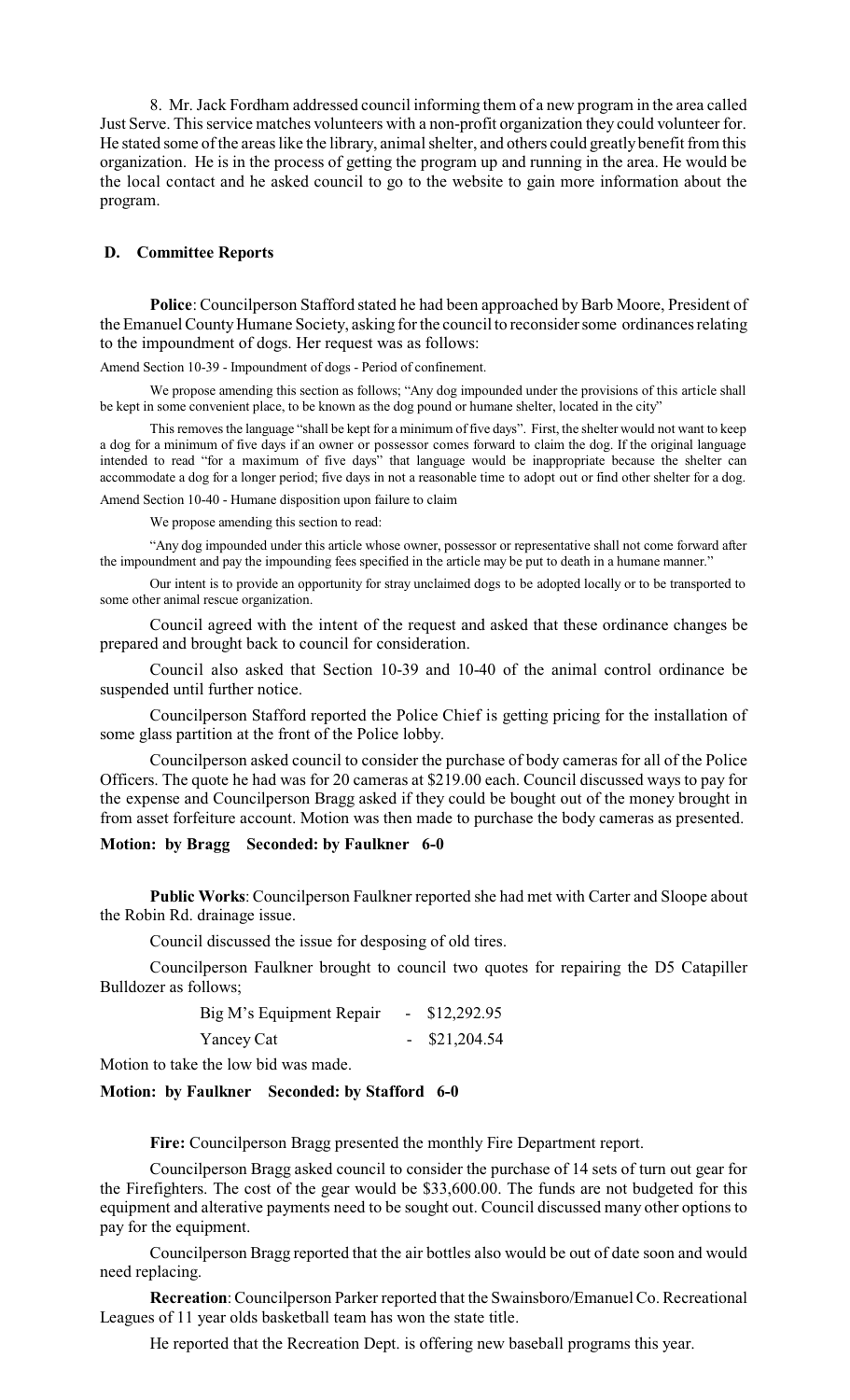8. Mr. Jack Fordham addressed council informing them of a new program in the area called Just Serve. This service matches volunteers with a non-profit organization they could volunteer for. He stated some of the areas like the library, animal shelter, and others could greatly benefit from this organization. He is in the process of getting the program up and running in the area. He would be the local contact and he asked council to go to the website to gain more information about the program.

## D. Committee Reports

**Police**: Councilperson Stafford stated he had been approached by Barb Moore, President of the Emanuel County Humane Society, asking for the council to reconsider some ordinances relating to the impoundment of dogs. Her request was as follows:

Amend Section 10-39 - Impoundment of dogs - Period of confinement.

We propose amending this section as follows; "Any dog impounded under the provisions of this article shall be kept in some convenient place, to be known as the dog pound or humane shelter, located in the city"

This removes the language "shall be kept for a minimum of five days". First, the shelter would not want to keep a dog for a minimum of five days if an owner or possessor comes forward to claim the dog. If the original language intended to read "for a maximum of five days" that language would be inappropriate because the shelter can accommodate a dog for a longer period; five days in not a reasonable time to adopt out or find other shelter for a dog.

Amend Section 10-40 - Humane disposition upon failure to claim

We propose amending this section to read:

"Any dog impounded under this article whose owner, possessor or representative shall not come forward after the impoundment and pay the impounding fees specified in the article may be put to death in a humane manner."

Our intent is to provide an opportunity for stray unclaimed dogs to be adopted locally or to be transported to some other animal rescue organization.

Council agreed with the intent of the request and asked that these ordinance changes be prepared and brought back to council for consideration.

Council also asked that Section 10-39 and 10-40 of the animal control ordinance be suspended until further notice.

Councilperson Stafford reported the Police Chief is getting pricing for the installation of some glass partition at the front of the Police lobby.

Councilperson asked council to consider the purchase of body cameras for all of the Police Officers. The quote he had was for 20 cameras at $219.00 each. Council discussed ways to pay for the expense and Councilperson Bragg asked if they could be bought out of the money brought in from asset forfeiture account. Motion was then made to purchase the body cameras as presented.

**Motion: by Bragg Seconded: by Faulkner 6-0**

**Public Works**: Councilperson Faulkner reported she had met with Carter and Sloope about the Robin Rd. drainage issue.

Council discussed the issue for desposing of old tires.

Councilperson Faulkner brought to council two quotes for repairing the D5 Catapiller Bulldozer as follows;

| | | |
|---|---|---|
| Big M's Equipment Repair | - | $12,292.95 |
| Yancey Cat | - | $21,204.54 |

Motion to take the low bid was made.

**Motion: by Faulkner Seconded: by Stafford 6-0**

**Fire:** Councilperson Bragg presented the monthly Fire Department report.

Councilperson Bragg asked council to consider the purchase of 14 sets of turn out gear for the Firefighters. The cost of the gear would be $33,600.00. The funds are not budgeted for this equipment and alterative payments need to be sought out. Council discussed many other options to pay for the equipment.

Councilperson Bragg reported that the air bottles also would be out of date soon and would need replacing.

**Recreation**: Councilperson Parker reported that the Swainsboro/Emanuel Co. Recreational Leagues of 11 year olds basketball team has won the state title.

He reported that the Recreation Dept. is offering new baseball programs this year.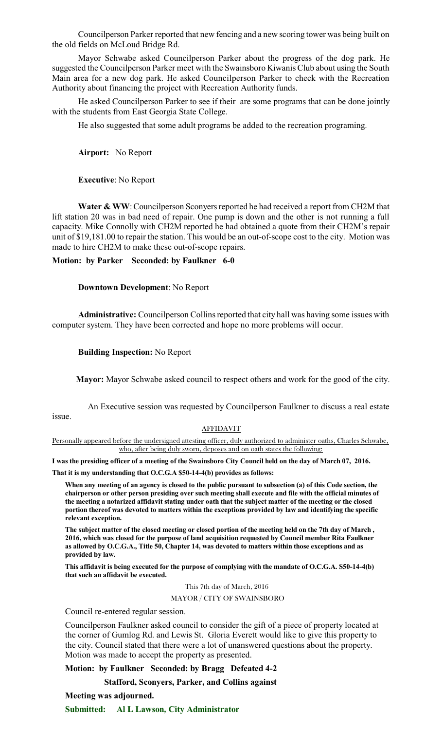Councilperson Parker reported that new fencing and a new scoring tower was being built on the old fields on McLoud Bridge Rd.

Mayor Schwabe asked Councilperson Parker about the progress of the dog park. He suggested the Councilperson Parker meet with the Swainsboro Kiwanis Club about using the South Main area for a new dog park. He asked Councilperson Parker to check with the Recreation Authority about financing the project with Recreation Authority funds.

He asked Councilperson Parker to see if their are some programs that can be done jointly with the students from East Georgia State College.

He also suggested that some adult programs be added to the recreation programing.

**Airport:** No Report

**Executive**: No Report

**Water & WW**: Councilperson Sconyers reported he had received a report from CH2M that lift station 20 was in bad need of repair. One pump is down and the other is not running a full capacity. Mike Connolly with CH2M reported he had obtained a quote from their CH2M's repair unit of $19,181.00 to repair the station. This would be an out-of-scope cost to the city. Motion was made to hire CH2M to make these out-of-scope repairs.

**Motion: by Parker Seconded: by Faulkner 6-0**

**Downtown Development**: No Report

**Administrative:** Councilperson Collins reported that city hall was having some issues with computer system. They have been corrected and hope no more problems will occur.

**Building Inspection:** No Report

**Mayor:** Mayor Schwabe asked council to respect others and work for the good of the city.

An Executive session was requested by Councilperson Faulkner to discuss a real estate issue.

AFFIDAVIT

Personally appeared before the undersigned attesting officer, duly authorized to administer oaths, Charles Schwabe, who, after being duly sworn, deposes and on oath states the following:

**I was the presiding officer of a meeting of the Swainsboro City Council held on the day of March 07, 2016.**

**That it is my understanding that O.C.G.A $50-14-4(b) provides as follows:**

**When any meeting of an agency is closed to the public pursuant to subsection (a) of this Code section, the chairperson or other person presiding over such meeting shall execute and file with the official minutes of the meeting a notarized affidavit stating under oath that the subject matter of the meeting or the closed portion thereof was devoted to matters within the exceptions provided by law and identifying the specific relevant exception.**

**The subject matter of the closed meeting or closed portion of the meeting held on the 7th day of March , 2016, which was closed for the purpose of land acquisition requested by Council member Rita Faulkner as allowed by O.C.G.A., Title 50, Chapter 14, was devoted to matters within those exceptions and as provided by law.**

**This affidavit is being executed for the purpose of complying with the mandate of O.C.G.A. S50-14-4(b) that such an affidavit be executed.**

This 7th day of March, 2016

MAYOR / CITY OF SWAINSBORO

Council re-entered regular session.

Councilperson Faulkner asked council to consider the gift of a piece of property located at the corner of Gumlog Rd. and Lewis St. Gloria Everett would like to give this property to the city. Council stated that there were a lot of unanswered questions about the property. Motion was made to accept the property as presented.

**Motion: by Faulkner Seconded: by Bragg Defeated 4-2**

**Stafford, Sconyers, Parker, and Collins against**

**Meeting was adjourned.**

**Submitted: Al L Lawson, City Administrator**